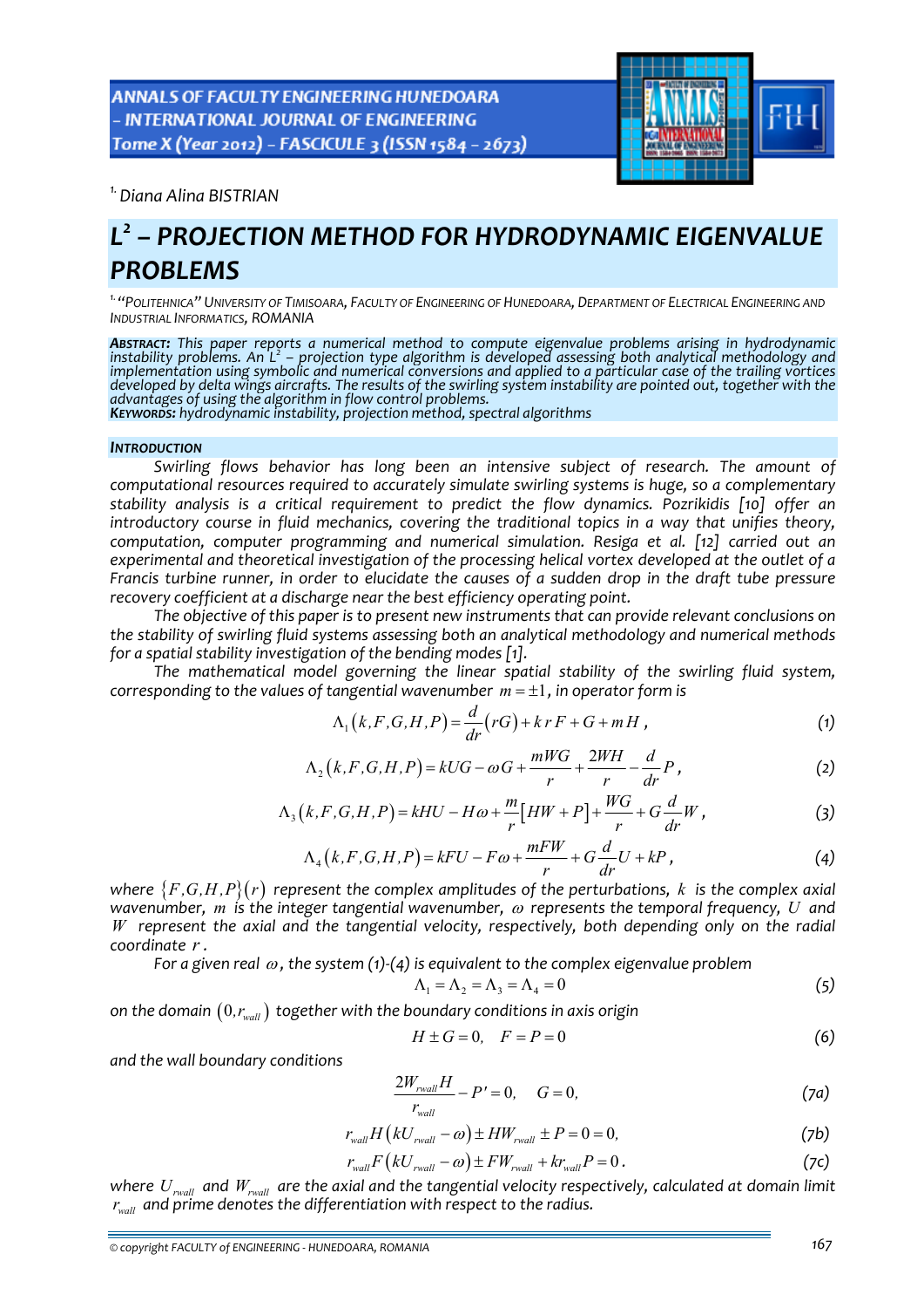[1.] Diana Alina BISTRIAN

# $L^2$ – PROJECTION METHOD FOR HYDRODYNAMIC EIGENVALUE PROBLEMS

[1.] "POLITEHNICA" UNIVERSITY OF TIMISOARA, FACULTY OF ENGINEERING OF HUNEDOARA, DEPARTMENT OF ELECTRICAL ENGINEERING AND INDUSTRIAL INFORMATICS, ROMANIA

**ABSTRACT:** *This paper reports a numerical method to compute eigenvalue problems arising in hydrodynamic instability problems. An $L^2$ – projection type algorithm is developed assessing both analytical methodology and implementation using symbolic and numerical conversions and applied to a particular case of the trailing vortices developed by delta wings aircrafts. The results of the swirling system instability are pointed out, together with the advantages of using the algorithm in flow control problems.*
**KEYWORDS:** *hydrodynamic instability, projection method, spectral algorithms*

## INTRODUCTION

*Swirling flows behavior has long been an intensive subject of research. The amount of computational resources required to accurately simulate swirling systems is huge, so a complementary stability analysis is a critical requirement to predict the flow dynamics. Pozrikidis [10] offer an introductory course in fluid mechanics, covering the traditional topics in a way that unifies theory, computation, computer programming and numerical simulation. Resiga et al. [12] carried out an experimental and theoretical investigation of the processing helical vortex developed at the outlet of a Francis turbine runner, in order to elucidate the causes of a sudden drop in the draft tube pressure recovery coefficient at a discharge near the best efficiency operating point.*

*The objective of this paper is to present new instruments that can provide relevant conclusions on the stability of swirling fluid systems assessing both an analytical methodology and numerical methods for a spatial stability investigation of the bending modes [1].*

*The mathematical model governing the linear spatial stability of the swirling fluid system, corresponding to the values of tangential wavenumber $m = \pm 1$, in operator form is*

$$\Lambda_1(k,F,G,H,P) = \frac{d}{dr}(rG) + k\,r\,F + G + mH\,, \tag{1}$$

$$\Lambda_2(k,F,G,H,P) = kUG - \omega G + \frac{mWG}{r} + \frac{2WH}{r} - \frac{d}{dr}P\,, \tag{2}$$

$$\Lambda_3(k,F,G,H,P) = kHU - H\omega + \frac{m}{r}\left[HW + P\right] + \frac{WG}{r} + G\frac{d}{dr}W\,, \tag{3}$$

$$\Lambda_4(k,F,G,H,P) = kFU - F\omega + \frac{mFW}{r} + G\frac{d}{dr}U + kP\,, \tag{4}$$

*where $\{F,G,H,P\}(r)$ represent the complex amplitudes of the perturbations, $k$ is the complex axial wavenumber, $m$ is the integer tangential wavenumber, $\omega$ represents the temporal frequency, $U$ and $W$ represent the axial and the tangential velocity, respectively, both depending only on the radial coordinate $r$.*

*For a given real $\omega$, the system (1)-(4) is equivalent to the complex eigenvalue problem*

$$\Lambda_1 = \Lambda_2 = \Lambda_3 = \Lambda_4 = 0 \tag{5}$$

*on the domain $(0, r_{wall})$ together with the boundary conditions in axis origin*

$$H \pm G = 0, \quad F = P = 0 \tag{6}$$

*and the wall boundary conditions*

$$\frac{2W_{rwall}H}{r_{wall}} - P' = 0, \quad G = 0, \tag{7a}$$

$$r_{wall}H\left(kU_{rwall} - \omega\right) \pm HW_{rwall} \pm P = 0 = 0, \tag{7b}$$

$$r_{wall}F\left(kU_{rwall} - \omega\right) \pm FW_{rwall} + kr_{wall}P = 0\,. \tag{7c}$$

*where $U_{rwall}$ and $W_{rwall}$ are the axial and the tangential velocity respectively, calculated at domain limit $r_{wall}$ and prime denotes the differentiation with respect to the radius.*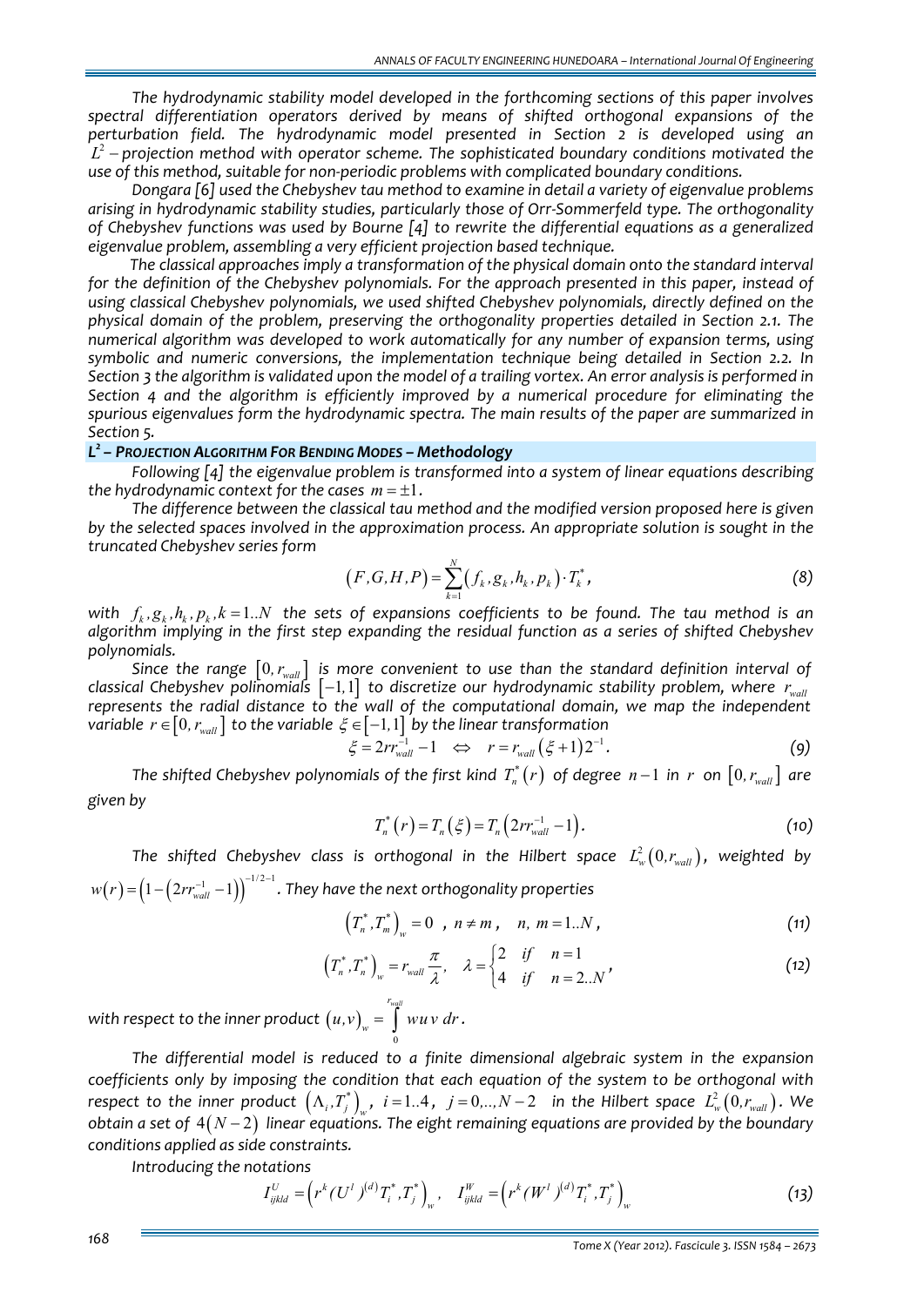*The hydrodynamic stability model developed in the forthcoming sections of this paper involves spectral differentiation operators derived by means of shifted orthogonal expansions of the perturbation field. The hydrodynamic model presented in Section 2 is developed using an $L^2$ – projection method with operator scheme. The sophisticated boundary conditions motivated the use of this method, suitable for non-periodic problems with complicated boundary conditions.*

*Dongara [6] used the Chebyshev tau method to examine in detail a variety of eigenvalue problems arising in hydrodynamic stability studies, particularly those of Orr-Sommerfeld type. The orthogonality of Chebyshev functions was used by Bourne [4] to rewrite the differential equations as a generalized eigenvalue problem, assembling a very efficient projection based technique.*

*The classical approaches imply a transformation of the physical domain onto the standard interval for the definition of the Chebyshev polynomials. For the approach presented in this paper, instead of using classical Chebyshev polynomials, we used shifted Chebyshev polynomials, directly defined on the physical domain of the problem, preserving the orthogonality properties detailed in Section 2.1. The numerical algorithm was developed to work automatically for any number of expansion terms, using symbolic and numeric conversions, the implementation technique being detailed in Section 2.2. In Section 3 the algorithm is validated upon the model of a trailing vortex. An error analysis is performed in Section 4 and the algorithm is efficiently improved by a numerical procedure for eliminating the spurious eigenvalues form the hydrodynamic spectra. The main results of the paper are summarized in Section 5.*

## $L^2$ – PROJECTION ALGORITHM FOR BENDING MODES – Methodology

*Following [4] the eigenvalue problem is transformed into a system of linear equations describing the hydrodynamic context for the cases $m = \pm 1$.*

*The difference between the classical tau method and the modified version proposed here is given by the selected spaces involved in the approximation process. An appropriate solution is sought in the truncated Chebyshev series form*

$$(F,G,H,P) = \sum_{k=1}^{N} (f_k, g_k, h_k, p_k) \cdot T_k^*, \tag{8}$$

*with $f_k, g_k, h_k, p_k, k = 1..N$ the sets of expansions coefficients to be found. The tau method is an algorithm implying in the first step expanding the residual function as a series of shifted Chebyshev polynomials.*

*Since the range $[0, r_{wall}]$ is more convenient to use than the standard definition interval of classical Chebyshev polinomials $[-1,1]$ to discretize our hydrodynamic stability problem, where $r_{wall}$ represents the radial distance to the wall of the computational domain, we map the independent variable $r \in [0, r_{wall}]$ to the variable $\xi \in [-1,1]$ by the linear transformation*

$$\xi = 2 r r_{wall}^{-1} - 1 \quad \Leftrightarrow \quad r = r_{wall}(\xi + 1) 2^{-1}. \tag{9}$$

*The shifted Chebyshev polynomials of the first kind $T_n^*(r)$ of degree $n-1$ in $r$ on $[0, r_{wall}]$ are given by*

$$T_n^*(r) = T_n(\xi) = T_n\left(2 r r_{wall}^{-1} - 1\right). \tag{10}$$

*The shifted Chebyshev class is orthogonal in the Hilbert space $L_w^2(0, r_{wall})$, weighted by $w(r) = \left(1 - \left(2 r r_{wall}^{-1} - 1\right)\right)^{-1/2-1}$. They have the next orthogonality properties*

$$\left(T_n^*, T_m^*\right)_w = 0 \ , \ n \neq m \, , \quad n, \ m = 1..N \, , \tag{11}$$

$$\left(T_n^*, T_n^*\right)_w = r_{wall} \frac{\pi}{\lambda}, \quad \lambda = \begin{cases} 2 & if \quad n = 1 \\ 4 & if \quad n = 2..N \end{cases}, \tag{12}$$

*with respect to the inner product $(u,v)_w = \int_0^{r_{wall}} w u v \, dr$.*

*The differential model is reduced to a finite dimensional algebraic system in the expansion coefficients only by imposing the condition that each equation of the system to be orthogonal with respect to the inner product $\left(\Lambda_i, T_j^*\right)_w$, $i = 1..4$, $j = 0,..,N-2$ in the Hilbert space $L_w^2(0, r_{wall})$. We obtain a set of $4(N-2)$ linear equations. The eight remaining equations are provided by the boundary conditions applied as side constraints.*

*Introducing the notations*

$$I_{ijkld}^{U} = \left(r^k (U^l)^{(d)} T_i^*, T_j^*\right)_w, \quad I_{ijkld}^{W} = \left(r^k (W^l)^{(d)} T_i^*, T_j^*\right)_w \tag{13}$$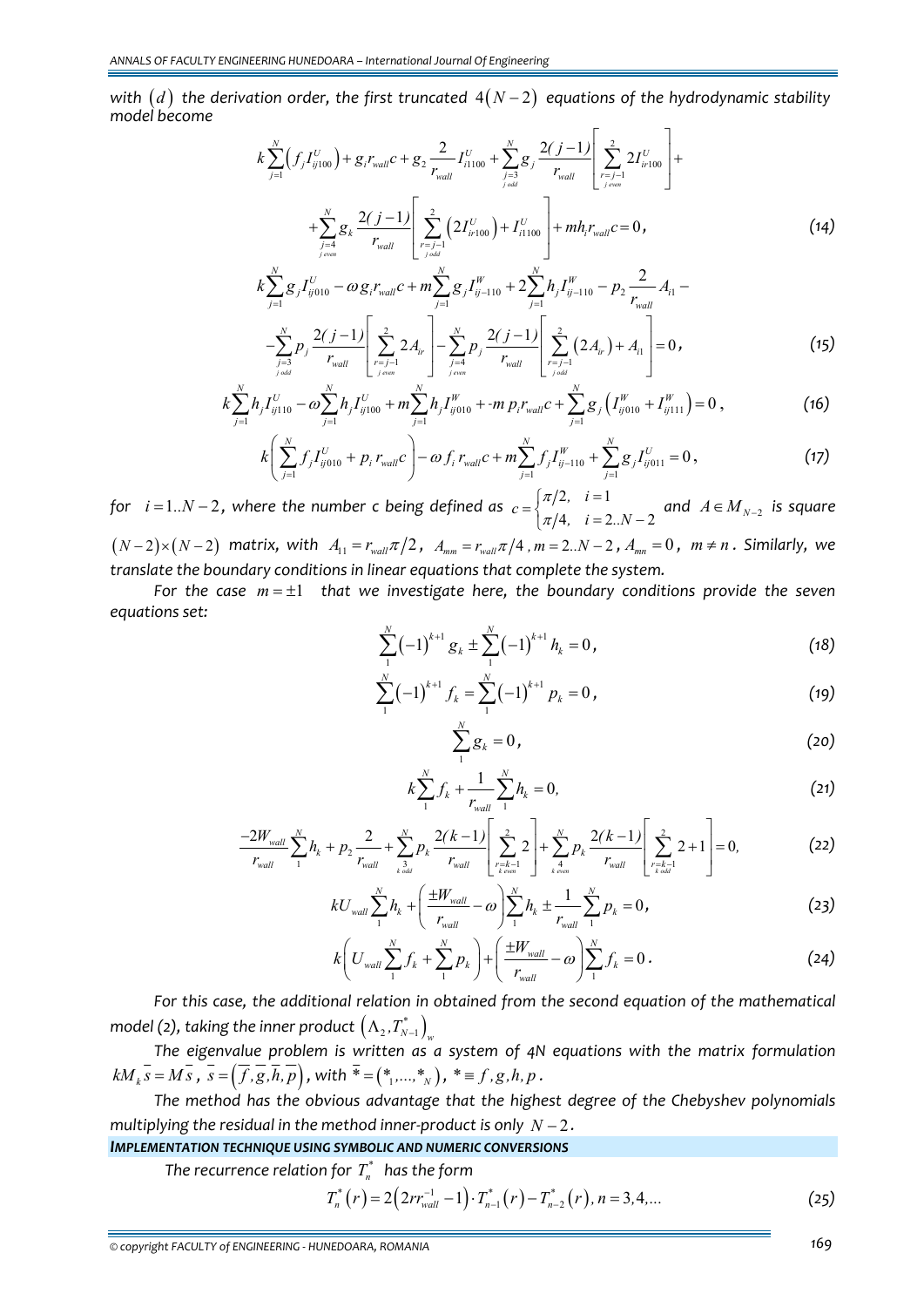with $(d)$ the derivation order, the first truncated $4(N-2)$ equations of the hydrodynamic stability model become

$$k\sum_{j=1}^{N}\left(f_j I_{ij100}^{U}\right)+g_i r_{wall}c+g_2\frac{2}{r_{wall}}I_{i1100}^{U}+\sum_{\substack{j=3\\ j\,odd}}^{N}g_j\frac{2(j-1)}{r_{wall}}\left[\sum_{\substack{r=j-1\\ j\,even}}^{2}2I_{ir100}^{U}\right]+$$

$$+\sum_{\substack{j=4\\ j\,even}}^{N}g_k\frac{2(j-1)}{r_{wall}}\left[\sum_{\substack{r=j-1\\ j\,odd}}^{2}\left(2I_{ir100}^{U}\right)+I_{i1100}^{U}\right]+mh_i r_{wall}c=0, \tag{14}$$

$$k\sum_{j=1}^{N}g_j I_{ij010}^{U}-\omega g_i r_{wall}c+m\sum_{j=1}^{N}g_j I_{ij-110}^{W}+2\sum_{j=1}^{N}h_j I_{ij-110}^{W}-p_2\frac{2}{r_{wall}}A_{i1}-$$

$$-\sum_{\substack{j=3\\ j\,odd}}^{N}p_j\frac{2(j-1)}{r_{wall}}\left[\sum_{\substack{r=j-1\\ j\,even}}^{2}2A_{ir}\right]-\sum_{\substack{j=4\\ j\,even}}^{N}p_j\frac{2(j-1)}{r_{wall}}\left[\sum_{\substack{r=j-1\\ j\,odd}}^{2}\left(2A_{ir}\right)+A_{i1}\right]=0, \tag{15}$$

$$k\sum_{j=1}^{N}h_j I_{ij110}^{U}-\omega\sum_{j=1}^{N}h_j I_{ij100}^{U}+m\sum_{j=1}^{N}h_j I_{ij010}^{W}+-m\,p_i r_{wall}c+\sum_{j=1}^{N}g_j\left(I_{ij010}^{W}+I_{ij111}^{W}\right)=0, \tag{16}$$

$$k\left(\sum_{j=1}^{N}f_j I_{ij010}^{U}+p_i r_{wall}c\right)-\omega f_i r_{wall}c+m\sum_{j=1}^{N}f_j I_{ij-110}^{W}+\sum_{j=1}^{N}g_j I_{ij011}^{U}=0, \tag{17}$$

for $i=1..N-2$, where the number c being defined as $c=\begin{cases}\pi/2, & i=1\\ \pi/4, & i=2..N-2\end{cases}$ and $A\in M_{N-2}$ is square $(N-2)\times(N-2)$ matrix, with $A_{11}=r_{wall}\pi/2$, $A_{mm}=r_{wall}\pi/4$, $m=2..N-2$, $A_{mn}=0$, $m\neq n$. Similarly, we translate the boundary conditions in linear equations that complete the system.

For the case $m=\pm1$ that we investigate here, the boundary conditions provide the seven equations set:

$$\sum_{1}^{N}(-1)^{k+1}g_k\pm\sum_{1}^{N}(-1)^{k+1}h_k=0, \tag{18}$$

$$\sum_{1}^{N}(-1)^{k+1}f_k=\sum_{1}^{N}(-1)^{k+1}p_k=0, \tag{19}$$

$$\sum_{1}^{N}g_k=0, \tag{20}$$

$$k\sum_{1}^{N}f_k+\frac{1}{r_{wall}}\sum_{1}^{N}h_k=0, \tag{21}$$

$$\frac{-2W_{wall}}{r_{wall}}\sum_{1}^{N}h_k+p_2\frac{2}{r_{wall}}+\sum_{\substack{3\\ k\,odd}}^{N}p_k\frac{2(k-1)}{r_{wall}}\left[\sum_{\substack{r=k-1\\ k\,even}}^{2}2\right]+\sum_{\substack{4\\ k\,even}}^{N}p_k\frac{2(k-1)}{r_{wall}}\left[\sum_{\substack{r=k-1\\ k\,odd}}^{2}2+1\right]=0, \tag{22}$$

$$kU_{wall}\sum_{1}^{N}h_k+\left(\frac{\pm W_{wall}}{r_{wall}}-\omega\right)\sum_{1}^{N}h_k\pm\frac{1}{r_{wall}}\sum_{1}^{N}p_k=0, \tag{23}$$

$$k\left(U_{wall}\sum_{1}^{N}f_k+\sum_{1}^{N}p_k\right)+\left(\frac{\pm W_{wall}}{r_{wall}}-\omega\right)\sum_{1}^{N}f_k=0. \tag{24}$$

For this case, the additional relation in obtained from the second equation of the mathematical model (2), taking the inner product $\left(\Lambda_2,T_{N-1}^{*}\right)_w$

The eigenvalue problem is written as a system of 4N equations with the matrix formulation $kM_k\overline{s}=M\overline{s}$, $\overline{s}=\left(\overline{f},\overline{g},\overline{h},\overline{p}\right)$, with $\overline{*}=\left(*_1,\ldots,*_N\right)$, $*\equiv f,g,h,p$.

The method has the obvious advantage that the highest degree of the Chebyshev polynomials multiplying the residual in the method inner-product is only $N-2$.

### IMPLEMENTATION TECHNIQUE USING SYMBOLIC AND NUMERIC CONVERSIONS

The recurrence relation for $T_n^{*}$ has the form

$$T_n^{*}(r)=2\left(2rr_{wall}^{-1}-1\right)\cdot T_{n-1}^{*}(r)-T_{n-2}^{*}(r),\; n=3,4,\ldots \tag{25}$$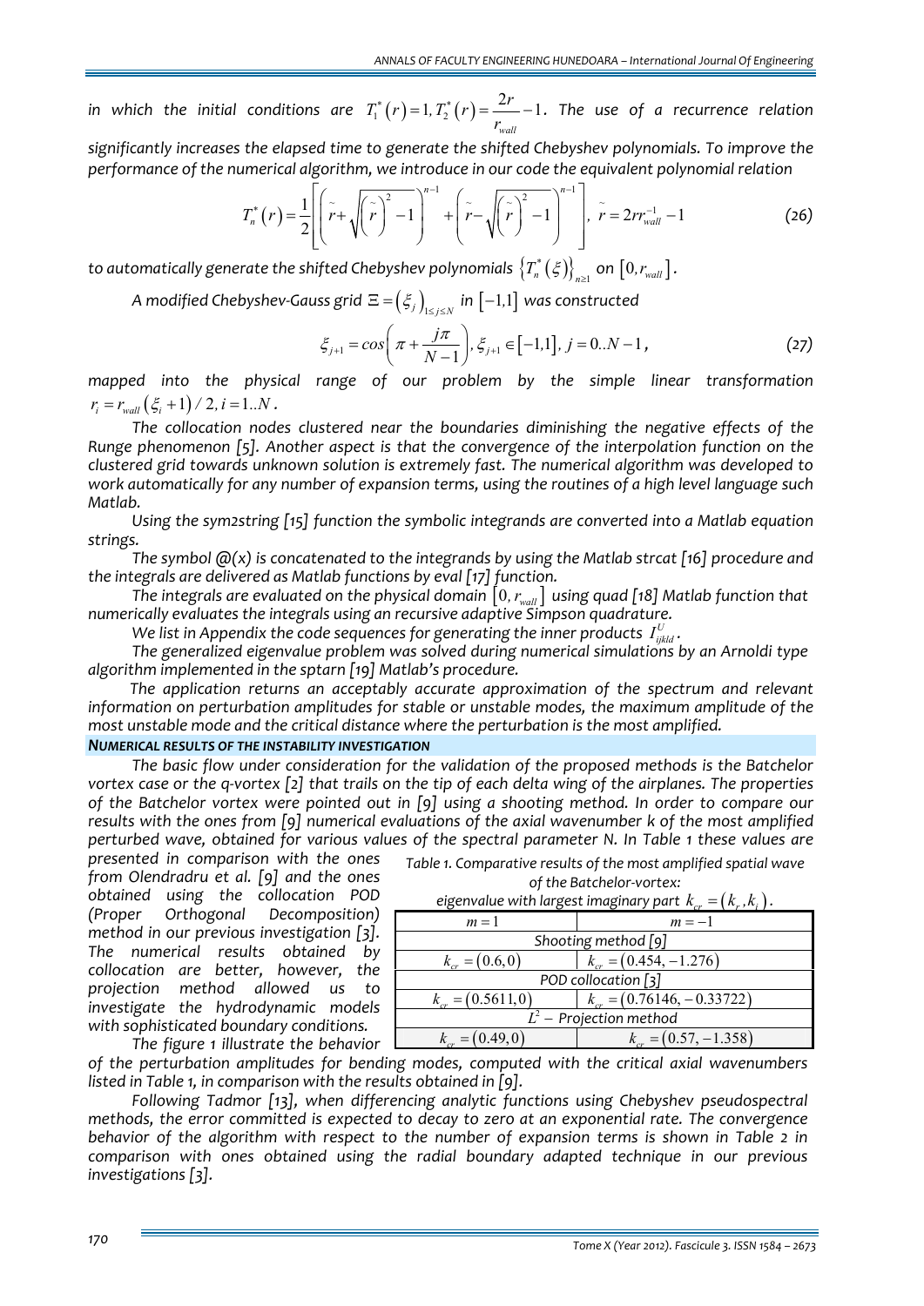in which the initial conditions are $T_1^*(r)=1, T_2^*(r)=\frac{2r}{r_{wall}}-1$. The use of a recurrence relation significantly increases the elapsed time to generate the shifted Chebyshev polynomials. To improve the performance of the numerical algorithm, we introduce in our code the equivalent polynomial relation

$$T_n^*(r)=\frac{1}{2}\left[\left(\tilde{r}+\sqrt{\left(\tilde{r}\right)^2-1}\right)^{n-1}+\left(\tilde{r}-\sqrt{\left(\tilde{r}\right)^2-1}\right)^{n-1}\right],\ \tilde{r}=2rr_{wall}^{-1}-1 \tag{26}$$

to automatically generate the shifted Chebyshev polynomials $\left\{T_n^*(\xi)\right\}_{n\geq 1}$ on $\left[0, r_{wall}\right]$.

A modified Chebyshev-Gauss grid $\Xi=\left(\xi_j\right)_{1\leq j\leq N}$ in $[-1,1]$ was constructed

$$\xi_{j+1}=cos\left(\pi+\frac{j\pi}{N-1}\right), \xi_{j+1}\in[-1,1],\ j=0..N-1, \tag{27}$$

mapped into the physical range of our problem by the simple linear transformation $r_i=r_{wall}\left(\xi_i+1\right)/2, i=1..N$.

The collocation nodes clustered near the boundaries diminishing the negative effects of the Runge phenomenon [5]. Another aspect is that the convergence of the interpolation function on the clustered grid towards unknown solution is extremely fast. The numerical algorithm was developed to work automatically for any number of expansion terms, using the routines of a high level language such Matlab.

Using the sym2string [15] function the symbolic integrands are converted into a Matlab equation strings.

The symbol @(x) is concatenated to the integrands by using the Matlab strcat [16] procedure and the integrals are delivered as Matlab functions by eval [17] function.

The integrals are evaluated on the physical domain $\left[0, r_{wall}\right]$ using quad [18] Matlab function that numerically evaluates the integrals using an recursive adaptive Simpson quadrature.

We list in Appendix the code sequences for generating the inner products $I_{ijkld}^U$.

The generalized eigenvalue problem was solved during numerical simulations by an Arnoldi type algorithm implemented in the sptarn [19] Matlab's procedure.

The application returns an acceptably accurate approximation of the spectrum and relevant information on perturbation amplitudes for stable or unstable modes, the maximum amplitude of the most unstable mode and the critical distance where the perturbation is the most amplified.

## NUMERICAL RESULTS OF THE INSTABILITY INVESTIGATION

The basic flow under consideration for the validation of the proposed methods is the Batchelor vortex case or the q-vortex [2] that trails on the tip of each delta wing of the airplanes. The properties of the Batchelor vortex were pointed out in [9] using a shooting method. In order to compare our results with the ones from [9] numerical evaluations of the axial wavenumber k of the most amplified perturbed wave, obtained for various values of the spectral parameter N. In Table 1 these values are presented in comparison with the ones from Olendradru et al. [9] and the ones obtained using the collocation POD (Proper Orthogonal Decomposition) method in our previous investigation [3]. The numerical results obtained by collocation are better, however, the projection method allowed us to investigate the hydrodynamic models with sophisticated boundary conditions.

Table 1. Comparative results of the most amplified spatial wave of the Batchelor-vortex: eigenvalue with largest imaginary part $k_{cr}=\left(k_r,k_i\right)$.

| $m=1$ | $m=-1$ |
|---|---|
| Shooting method [9] | |
| $k_{cr}=(0.6,0)$ | $k_{cr}=(0.454,-1.276)$ |
| POD collocation [3] | |
| $k_{cr}=(0.5611,0)$ | $k_{cr}=(0.76146,-0.33722)$ |
| $L^2$ – Projection method | |
| $k_{cr}=(0.49,0)$ | $k_{cr}=(0.57,-1.358)$ |

The figure 1 illustrate the behavior of the perturbation amplitudes for bending modes, computed with the critical axial wavenumbers listed in Table 1, in comparison with the results obtained in [9].

Following Tadmor [13], when differencing analytic functions using Chebyshev pseudospectral methods, the error committed is expected to decay to zero at an exponential rate. The convergence behavior of the algorithm with respect to the number of expansion terms is shown in Table 2 in comparison with ones obtained using the radial boundary adapted technique in our previous investigations [3].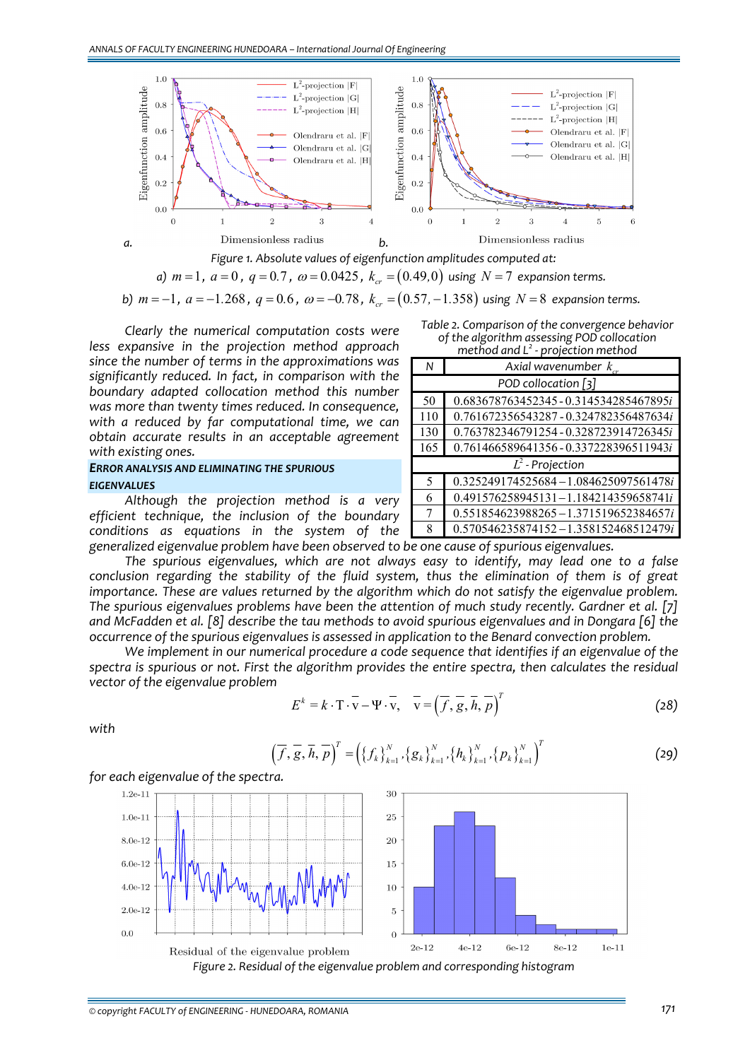Figure 1. Absolute values of eigenfunction amplitudes computed at:

a) $m=1$, $a=0$, $q=0.7$, $\omega=0.0425$, $k_{cr}=(0.49,0)$ using $N=7$ expansion terms.

b) $m=-1$, $a=-1.268$, $q=0.6$, $\omega=-0.78$, $k_{cr}=(0.57,-1.358)$ using $N=8$ expansion terms.

Clearly the numerical computation costs were less expansive in the projection method approach since the number of terms in the approximations was significantly reduced. In fact, in comparison with the boundary adapted collocation method this number was more than twenty times reduced. In consequence, with a reduced by far computational time, we can obtain accurate results in an acceptable agreement with existing ones.

Table 2. Comparison of the convergence behavior of the algorithm assessing POD collocation method and $L^2$ - projection method

| N | Axial wavenumber $k_{cr}$ |
|---|---|
| POD collocation [3] | |
| 50 | 0.683678763452345 - 0.314534285467895$i$ |
| 110 | 0.761672356543287 - 0.324782356487634$i$ |
| 130 | 0.763782346791254 - 0.328723914726345$i$ |
| 165 | 0.761466589641356 - 0.337228396511943$i$ |
| $L^2$ - Projection | |
| 5 | 0.325249174525684 − 1.084625097561478$i$ |
| 6 | 0.491576258945131 − 1.184214359658741$i$ |
| 7 | 0.551854623988265 − 1.371519652384657$i$ |
| 8 | 0.570546235874152 − 1.358152468512479$i$ |

## ERROR ANALYSIS AND ELIMINATING THE SPURIOUS EIGENVALUES

Although the projection method is a very efficient technique, the inclusion of the boundary conditions as equations in the system of the generalized eigenvalue problem have been observed to be one cause of spurious eigenvalues.

The spurious eigenvalues, which are not always easy to identify, may lead one to a false conclusion regarding the stability of the fluid system, thus the elimination of them is of great importance. These are values returned by the algorithm which do not satisfy the eigenvalue problem. The spurious eigenvalues problems have been the attention of much study recently. Gardner et al. [7] and McFadden et al. [8] describe the tau methods to avoid spurious eigenvalues and in Dongara [6] the occurrence of the spurious eigenvalues is assessed in application to the Benard convection problem.

We implement in our numerical procedure a code sequence that identifies if an eigenvalue of the spectra is spurious or not. First the algorithm provides the entire spectra, then calculates the residual vector of the eigenvalue problem

$$E^k = k\cdot \mathrm{T}\cdot \bar{\mathrm{v}} - \Psi\cdot \bar{\mathrm{v}},\quad \bar{\mathrm{v}}=\left(\bar{f},\bar{g},\bar{h},p\right)^T \tag{28}$$

with

$$\left(\bar{f},\bar{g},\bar{h},\bar{p}\right)^T=\left(\{f_k\}_{k=1}^N,\{g_k\}_{k=1}^N,\{h_k\}_{k=1}^N,\{p_k\}_{k=1}^N\right)^T \tag{29}$$

for each eigenvalue of the spectra.

Figure 2. Residual of the eigenvalue problem and corresponding histogram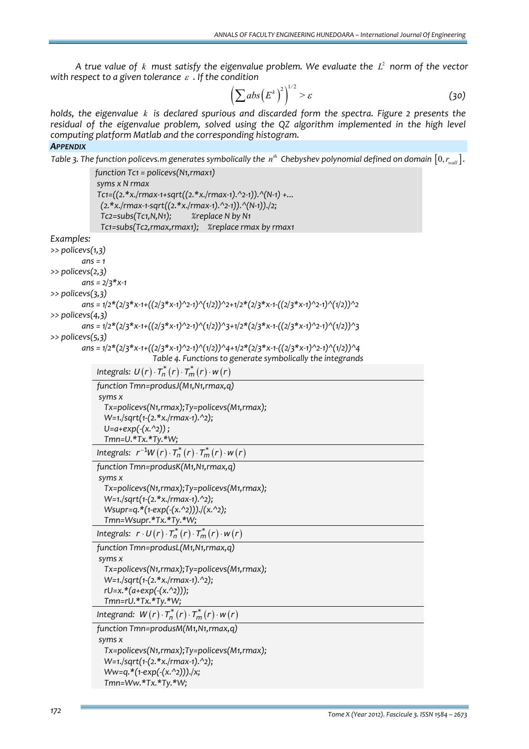A true value of $k$ must satisfy the eigenvalue problem. We evaluate the $L^2$ norm of the vector with respect to a given tolerance $\varepsilon$. If the condition

$$\left(\sum abs\left(E^k\right)^2\right)^{1/2} > \varepsilon \tag{30}$$

holds, the eigenvalue $k$ is declared spurious and discarded form the spectra. Figure 2 presents the residual of the eigenvalue problem, solved using the QZ algorithm implemented in the high level computing platform Matlab and the corresponding histogram.

## APPENDIX

Table 3. The function policevs.m generates symbolically the $n^{th}$ Chebyshev polynomial defined on domain $[0, r_{wall}]$.

```
function Tc1 = policevs(N1,rmax1)
 syms x N rmax
 Tc1=((2.*x./rmax-1+sqrt((2.*x./rmax-1).^2-1)).^(N-1) +...
  (2.*x./rmax-1-sqrt((2.*x./rmax-1).^2-1)).^(N-1))./2;
  Tc2=subs(Tc1,N,N1);      %replace N by N1
  Tc1=subs(Tc2,rmax,rmax1);   %replace rmax by rmax1
```

Examples:

```
>> policevs(1,3)
        ans = 1
>> policevs(2,3)
        ans = 2/3*x-1
>> policevs(3,3)
        ans = 1/2*(2/3*x-1+((2/3*x-1)^2-1)^(1/2))^2+1/2*(2/3*x-1-((2/3*x-1)^2-1)^(1/2))^2
>> policevs(4,3)
        ans = 1/2*(2/3*x-1+((2/3*x-1)^2-1)^(1/2))^3+1/2*(2/3*x-1-((2/3*x-1)^2-1)^(1/2))^3
>> policevs(5,3)
        ans = 1/2*(2/3*x-1+((2/3*x-1)^2-1)^(1/2))^4+1/2*(2/3*x-1-((2/3*x-1)^2-1)^(1/2))^4
```

Table 4. Functions to generate symbolically the integrands

Integrals: $U(r)\cdot T_n^*(r)\cdot T_m^*(r)\cdot w(r)$

```
function Tmn=produsJ(M1,N1,rmax,q)
 syms x
  Tx=policevs(N1,rmax);Ty=policevs(M1,rmax);
  W=1./sqrt(1-(2.*x./rmax-1).^2);
  U=a+exp(-(x.^2)) ;
  Tmn=U.*Tx.*Ty.*W;
```

Integrals: $r^{-1}W(r)\cdot T_n^*(r)\cdot T_m^*(r)\cdot w(r)$

```
function Tmn=produsK(M1,N1,rmax,q)
 syms x
  Tx=policevs(N1,rmax);Ty=policevs(M1,rmax);
  W=1./sqrt(1-(2.*x./rmax-1).^2);
  Wsupr=q.*(1-exp(-(x.^2)))./(x.^2);
  Tmn=Wsupr.*Tx.*Ty.*W;
```

Integrals: $r\cdot U(r)\cdot T_n^*(r)\cdot T_m^*(r)\cdot w(r)$

```
function Tmn=produsL(M1,N1,rmax,q)
 syms x
  Tx=policevs(N1,rmax);Ty=policevs(M1,rmax);
  W=1./sqrt(1-(2.*x./rmax-1).^2);
  rU=x.*(a+exp(-(x.^2)));
  Tmn=rU.*Tx.*Ty.*W;
```

Integrand: $W(r)\cdot T_n^*(r)\cdot T_m^*(r)\cdot w(r)$

```
function Tmn=produsM(M1,N1,rmax,q)
 syms x
  Tx=policevs(N1,rmax);Ty=policevs(M1,rmax);
  W=1./sqrt(1-(2.*x./rmax-1).^2);
  Ww=q.*(1-exp(-(x.^2)))./x;
  Tmn=Ww.*Tx.*Ty.*W;
```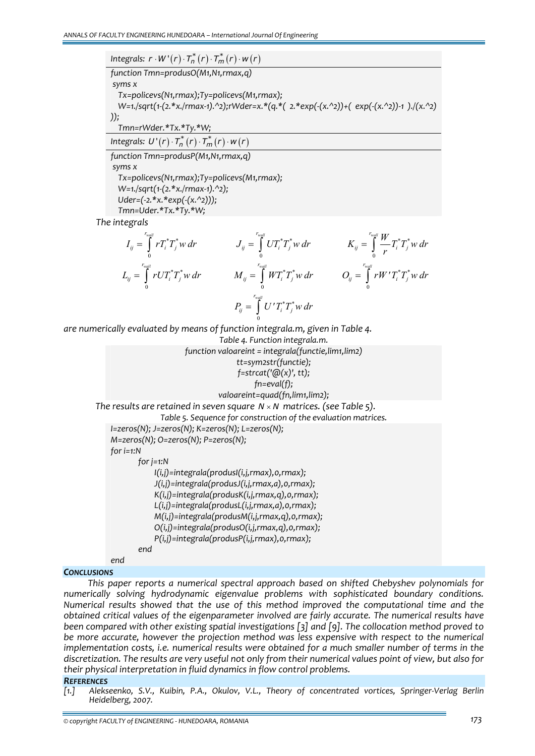Integrals: $r \cdot W'(r) \cdot T_n^*(r) \cdot T_m^*(r) \cdot w(r)$

```
function Tmn=produsO(M1,N1,rmax,q)
 syms x
   Tx=policevs(N1,rmax);Ty=policevs(M1,rmax);
   W=1./sqrt(1-(2.*x./rmax-1).^2);rWder=x.*(q.*( 2.*exp(-(x.^2))+( exp(-(x.^2))-1 )./(x.^2)
));
   Tmn=rWder.*Tx.*Ty.*W;
```

Integrals: $U'(r) \cdot T_n^*(r) \cdot T_m^*(r) \cdot w(r)$

```
function Tmn=produsP(M1,N1,rmax,q)
 syms x
   Tx=policevs(N1,rmax);Ty=policevs(M1,rmax);
   W=1./sqrt(1-(2.*x./rmax-1).^2);
   Uder=(-2.*x.*exp(-(x.^2)));
   Tmn=Uder.*Tx.*Ty.*W;
```

The integrals

$$I_{ij} = \int_0^{r_{wall}} rT_i^* T_j^* w\, dr \qquad J_{ij} = \int_0^{r_{wall}} UT_i^* T_j^* w\, dr \qquad K_{ij} = \int_0^{r_{wall}} \frac{W}{r} T_i^* T_j^* w\, dr$$

$$L_{ij} = \int_0^{r_{wall}} rUT_i^* T_j^* w\, dr \qquad M_{ij} = \int_0^{r_{wall}} WT_i^* T_j^* w\, dr \qquad O_{ij} = \int_0^{r_{wall}} rW' T_i^* T_j^* w\, dr$$

$$P_{ij} = \int_0^{r_{wall}} U' T_i^* T_j^* w\, dr$$

are numerically evaluated by means of function integrala.m, given in Table 4.

Table 4. Function integrala.m.

```
function valoareint = integrala(functie,lim1,lim2)
tt=sym2str(functie);
f=strcat('@(x)', tt);
fn=eval(f);
valoareint=quad(fn,lim1,lim2);
```

The results are retained in seven square $N \times N$ matrices. (see Table 5).

Table 5. Sequence for construction of the evaluation matrices.

```
I=zeros(N); J=zeros(N); K=zeros(N); L=zeros(N);
M=zeros(N); O=zeros(N); P=zeros(N);
for i=1:N
        for j=1:N
             I(i,j)=integrala(produsI(i,j,rmax),0,rmax);
             J(i,j)=integrala(produsJ(i,j,rmax,a),0,rmax);
             K(i,j)=integrala(produsK(i,j,rmax,q),0,rmax);
             L(i,j)=integrala(produsL(i,j,rmax,a),0,rmax);
             M(i,j)=integrala(produsM(i,j,rmax,q),0,rmax);
             O(i,j)=integrala(produsO(i,j,rmax,q),0,rmax);
             P(i,j)=integrala(produsP(i,j,rmax),0,rmax);
        end
end
```

## CONCLUSIONS

*This paper reports a numerical spectral approach based on shifted Chebyshev polynomials for numerically solving hydrodynamic eigenvalue problems with sophisticated boundary conditions. Numerical results showed that the use of this method improved the computational time and the obtained critical values of the eigenparameter involved are fairly accurate. The numerical results have been compared with other existing spatial investigations [3] and [9]. The collocation method proved to be more accurate, however the projection method was less expensive with respect to the numerical implementation costs, i.e. numerical results were obtained for a much smaller number of terms in the discretization. The results are very useful not only from their numerical values point of view, but also for their physical interpretation in fluid dynamics in flow control problems.*

## REFERENCES

[1.] Alekseenko, S.V., Kuibin, P.A., Okulov, V.L., Theory of concentrated vortices, Springer-Verlag Berlin Heidelberg, 2007.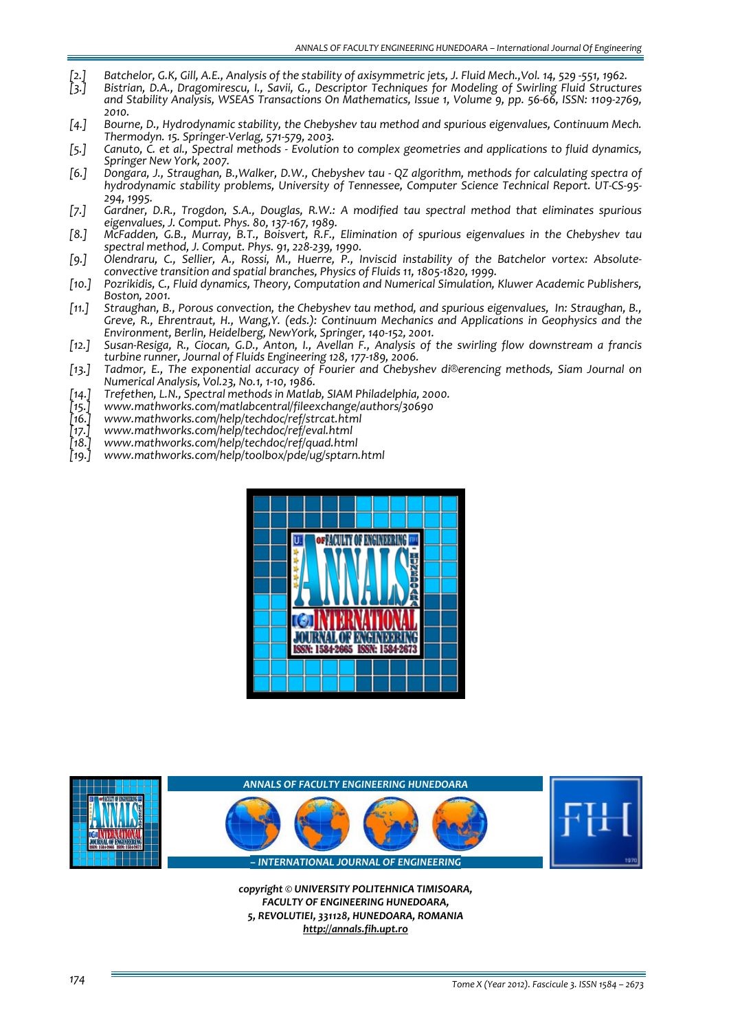[2.] Batchelor, G.K, Gill, A.E., Analysis of the stability of axisymmetric jets, J. Fluid Mech.,Vol. 14, 529 -551, 1962.

[3.] Bistrian, D.A., Dragomirescu, I., Savii, G., Descriptor Techniques for Modeling of Swirling Fluid Structures and Stability Analysis, WSEAS Transactions On Mathematics, Issue 1, Volume 9, pp. 56-66, ISSN: 1109-2769, 2010.

[4.] Bourne, D., Hydrodynamic stability, the Chebyshev tau method and spurious eigenvalues, Continuum Mech. Thermodyn. 15. Springer-Verlag, 571-579, 2003.

[5.] Canuto, C. et al., Spectral methods - Evolution to complex geometries and applications to fluid dynamics, Springer New York, 2007.

[6.] Dongara, J., Straughan, B.,Walker, D.W., Chebyshev tau - QZ algorithm, methods for calculating spectra of hydrodynamic stability problems, University of Tennessee, Computer Science Technical Report. UT-CS-95-294, 1995.

[7.] Gardner, D.R., Trogdon, S.A., Douglas, R.W.: A modified tau spectral method that eliminates spurious eigenvalues, J. Comput. Phys. 80, 137-167, 1989.

[8.] McFadden, G.B., Murray, B.T., Boisvert, R.F., Elimination of spurious eigenvalues in the Chebyshev tau spectral method, J. Comput. Phys. 91, 228-239, 1990.

[9.] Olendraru, C., Sellier, A., Rossi, M., Huerre, P., Inviscid instability of the Batchelor vortex: Absolute-convective transition and spatial branches, Physics of Fluids 11, 1805-1820, 1999.

[10.] Pozrikidis, C., Fluid dynamics, Theory, Computation and Numerical Simulation, Kluwer Academic Publishers, Boston, 2001.

[11.] Straughan, B., Porous convection, the Chebyshev tau method, and spurious eigenvalues, In: Straughan, B., Greve, R., Ehrentraut, H., Wang,Y. (eds.): Continuum Mechanics and Applications in Geophysics and the Environment, Berlin, Heidelberg, NewYork, Springer, 140-152, 2001.

[12.] Susan-Resiga, R., Ciocan, G.D., Anton, I., Avellan F., Analysis of the swirling flow downstream a francis turbine runner, Journal of Fluids Engineering 128, 177-189, 2006.

[13.] Tadmor, E., The exponential accuracy of Fourier and Chebyshev di®erencing methods, Siam Journal on Numerical Analysis, Vol.23, No.1, 1-10, 1986.

[14.] Trefethen, L.N., Spectral methods in Matlab, SIAM Philadelphia, 2000.

[15.] www.mathworks.com/matlabcentral/fileexchange/authors/30690

[16.] www.mathworks.com/help/techdoc/ref/strcat.html

[17.] www.mathworks.com/help/techdoc/ref/eval.html

[18.] www.mathworks.com/help/techdoc/ref/quad.html

[19.] www.mathworks.com/help/toolbox/pde/ug/sptarn.html

ANNALS OF FACULTY ENGINEERING HUNEDOARA – INTERNATIONAL JOURNAL OF ENGINEERING

**copyright © UNIVERSITY POLITEHNICA TIMISOARA,**
**FACULTY OF ENGINEERING HUNEDOARA,**
**5, REVOLUTIEI, 331128, HUNEDOARA, ROMANIA**
**http://annals.fih.upt.ro**